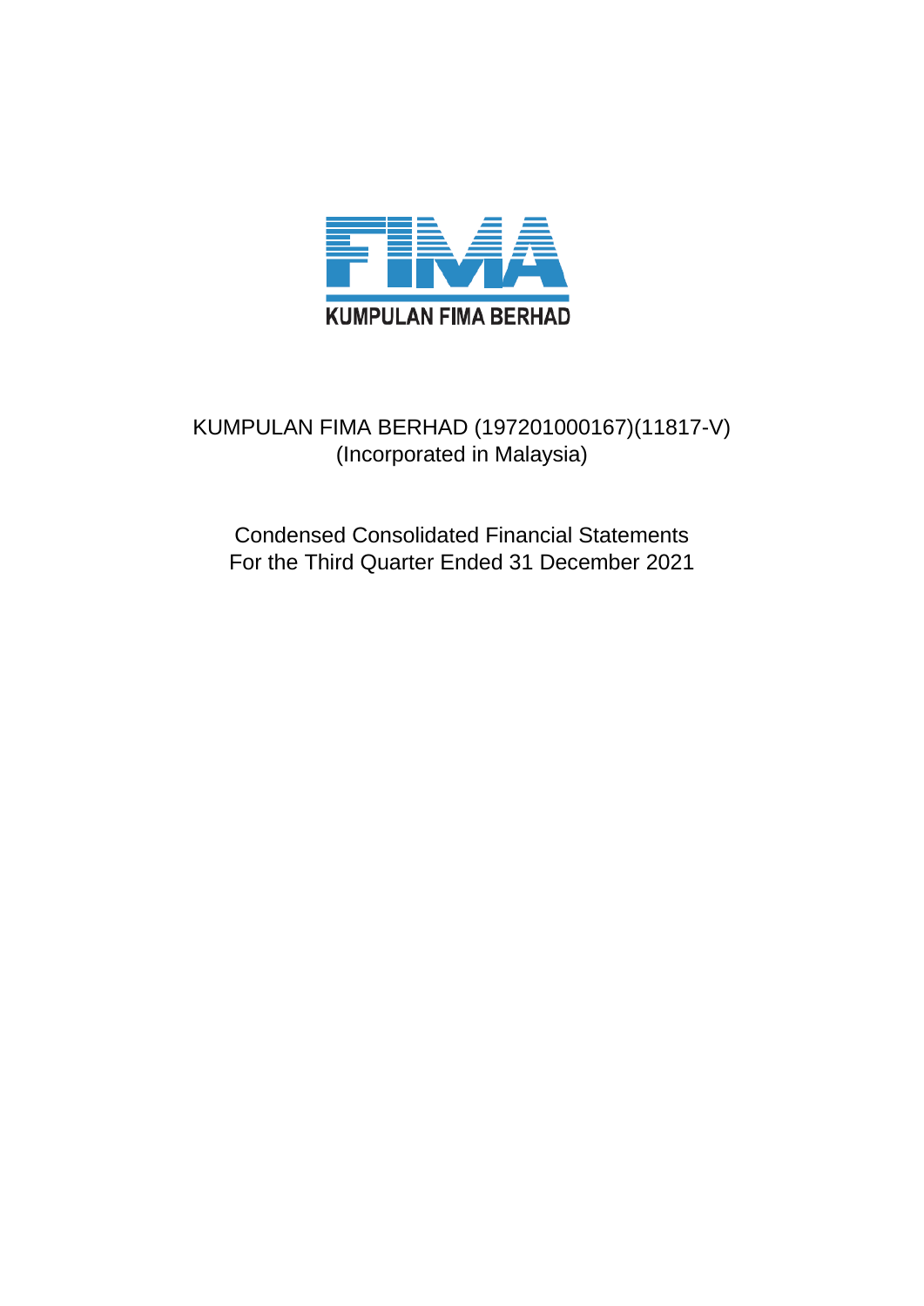KUMPULAN FIMA BERHAD

# KUMPULAN FIMA BERHAD (197201000167)(11817-V)
(Incorporated in Malaysia)

## Condensed Consolidated Financial Statements
## For the Third Quarter Ended 31 December 2021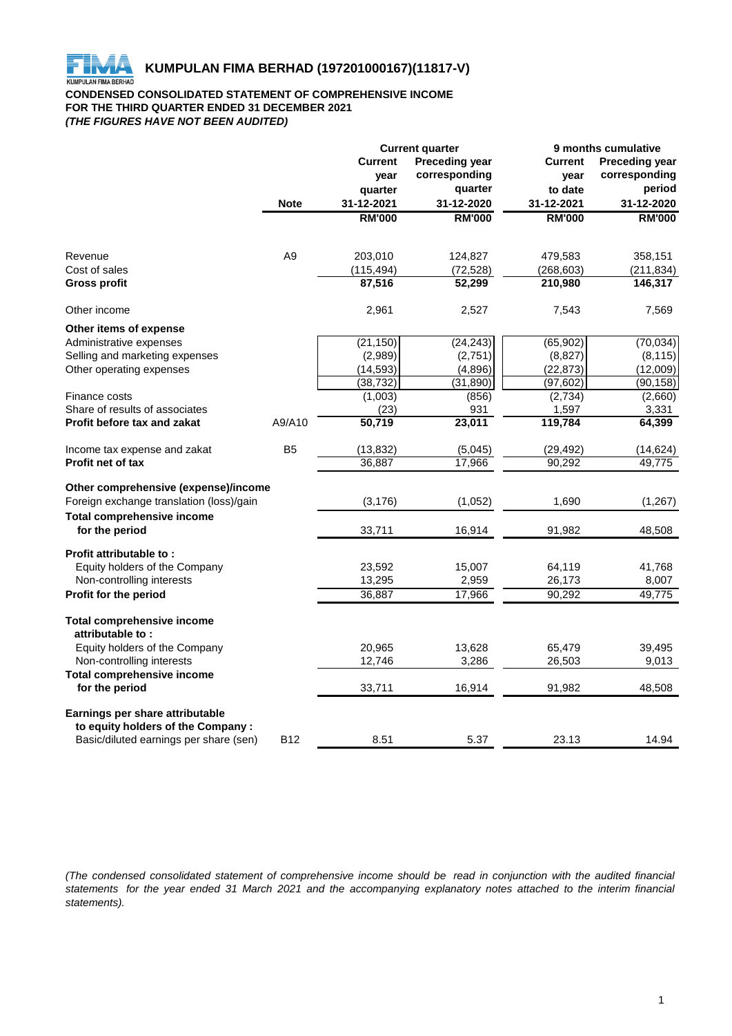# KUMPULAN FIMA BERHAD (197201000167)(11817-V)

**CONDENSED CONSOLIDATED STATEMENT OF COMPREHENSIVE INCOME**
**FOR THE THIRD QUARTER ENDED 31 DECEMBER 2021**
***(THE FIGURES HAVE NOT BEEN AUDITED)***

| | Note | Current quarter | | 9 months cumulative | |
|---|---|---|---|---|---|
| | | Current year quarter | Preceding year corresponding quarter | Current year to date | Preceding year corresponding period |
| | | 31-12-2021 | 31-12-2020 | 31-12-2021 | 31-12-2020 |
| | | RM'000 | RM'000 | RM'000 | RM'000 |
| Revenue | A9 | 203,010 | 124,827 | 479,583 | 358,151 |
| Cost of sales | | (115,494) | (72,528) | (268,603) | (211,834) |
| **Gross profit** | | **87,516** | **52,299** | **210,980** | **146,317** |
| Other income | | 2,961 | 2,527 | 7,543 | 7,569 |
| **Other items of expense** | | | | | |
| Administrative expenses | | (21,150) | (24,243) | (65,902) | (70,034) |
| Selling and marketing expenses | | (2,989) | (2,751) | (8,827) | (8,115) |
| Other operating expenses | | (14,593) | (4,896) | (22,873) | (12,009) |
| | | (38,732) | (31,890) | (97,602) | (90,158) |
| Finance costs | | (1,003) | (856) | (2,734) | (2,660) |
| Share of results of associates | | (23) | 931 | 1,597 | 3,331 |
| **Profit before tax and zakat** | A9/A10 | **50,719** | **23,011** | **119,784** | **64,399** |
| Income tax expense and zakat | B5 | (13,832) | (5,045) | (29,492) | (14,624) |
| **Profit net of tax** | | 36,887 | 17,966 | 90,292 | 49,775 |
| **Other comprehensive (expense)/income** | | | | | |
| Foreign exchange translation (loss)/gain | | (3,176) | (1,052) | 1,690 | (1,267) |
| **Total comprehensive income for the period** | | 33,711 | 16,914 | 91,982 | 48,508 |
| **Profit attributable to :** | | | | | |
| Equity holders of the Company | | 23,592 | 15,007 | 64,119 | 41,768 |
| Non-controlling interests | | 13,295 | 2,959 | 26,173 | 8,007 |
| **Profit for the period** | | 36,887 | 17,966 | 90,292 | 49,775 |
| **Total comprehensive income attributable to :** | | | | | |
| Equity holders of the Company | | 20,965 | 13,628 | 65,479 | 39,495 |
| Non-controlling interests | | 12,746 | 3,286 | 26,503 | 9,013 |
| **Total comprehensive income for the period** | | 33,711 | 16,914 | 91,982 | 48,508 |
| **Earnings per share attributable to equity holders of the Company :** | | | | | |
| Basic/diluted earnings per share (sen) | B12 | 8.51 | 5.37 | 23.13 | 14.94 |

*(The condensed consolidated statement of comprehensive income should be read in conjunction with the audited financial statements for the year ended 31 March 2021 and the accompanying explanatory notes attached to the interim financial statements).*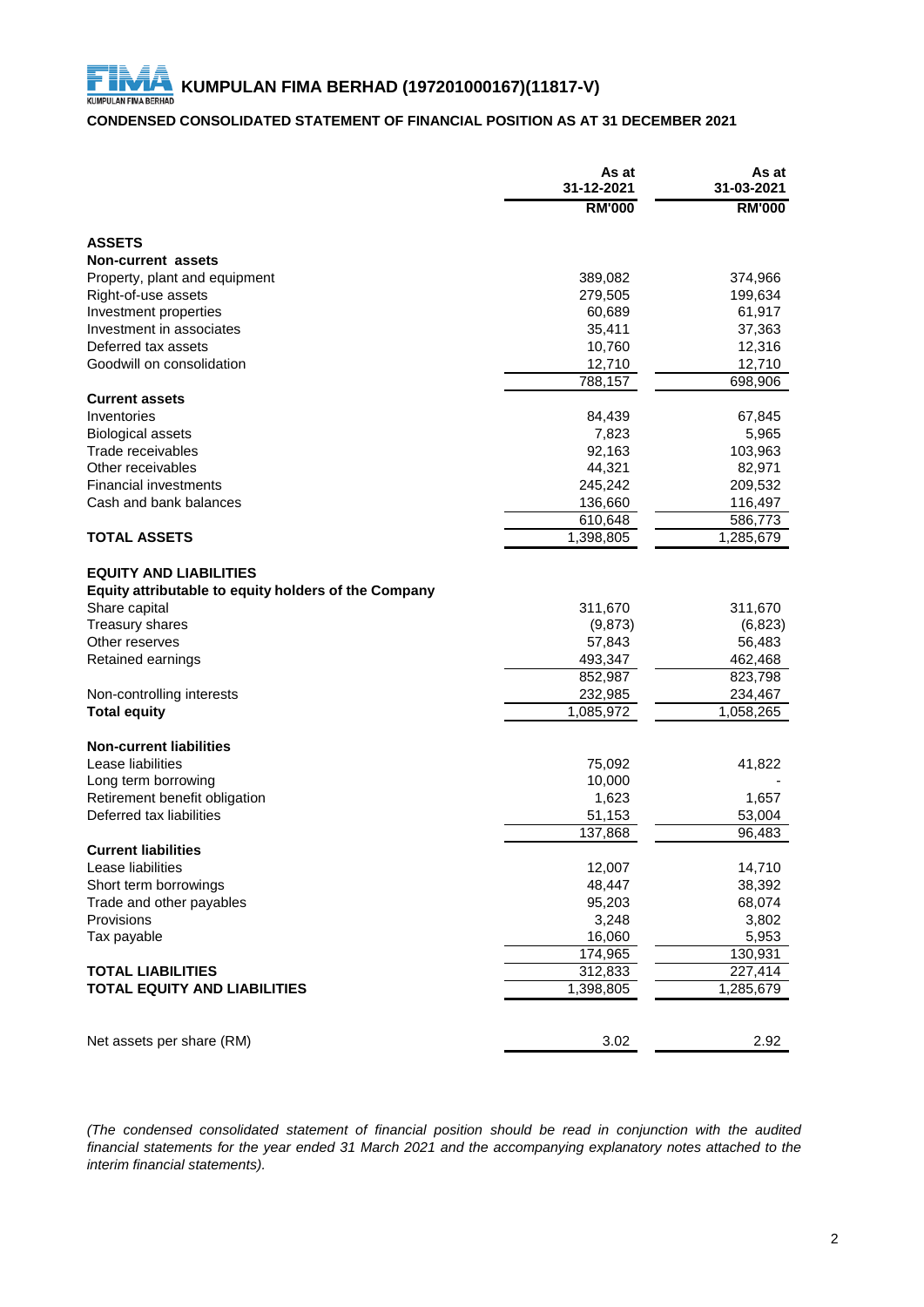# KUMPULAN FIMA BERHAD (197201000167)(11817-V)

## CONDENSED CONSOLIDATED STATEMENT OF FINANCIAL POSITION AS AT 31 DECEMBER 2021

| | As at 31-12-2021 | As at 31-03-2021 |
|---|---|---|
| | RM'000 | RM'000 |
| **ASSETS** | | |
| **Non-current assets** | | |
| Property, plant and equipment | 389,082 | 374,966 |
| Right-of-use assets | 279,505 | 199,634 |
| Investment properties | 60,689 | 61,917 |
| Investment in associates | 35,411 | 37,363 |
| Deferred tax assets | 10,760 | 12,316 |
| Goodwill on consolidation | 12,710 | 12,710 |
| | 788,157 | 698,906 |
| **Current assets** | | |
| Inventories | 84,439 | 67,845 |
| Biological assets | 7,823 | 5,965 |
| Trade receivables | 92,163 | 103,963 |
| Other receivables | 44,321 | 82,971 |
| Financial investments | 245,242 | 209,532 |
| Cash and bank balances | 136,660 | 116,497 |
| | 610,648 | 586,773 |
| **TOTAL ASSETS** | 1,398,805 | 1,285,679 |
| | | |
| **EQUITY AND LIABILITIES** | | |
| **Equity attributable to equity holders of the Company** | | |
| Share capital | 311,670 | 311,670 |
| Treasury shares | (9,873) | (6,823) |
| Other reserves | 57,843 | 56,483 |
| Retained earnings | 493,347 | 462,468 |
| | 852,987 | 823,798 |
| Non-controlling interests | 232,985 | 234,467 |
| **Total equity** | 1,085,972 | 1,058,265 |
| | | |
| **Non-current liabilities** | | |
| Lease liabilities | 75,092 | 41,822 |
| Long term borrowing | 10,000 | - |
| Retirement benefit obligation | 1,623 | 1,657 |
| Deferred tax liabilities | 51,153 | 53,004 |
| | 137,868 | 96,483 |
| **Current liabilities** | | |
| Lease liabilities | 12,007 | 14,710 |
| Short term borrowings | 48,447 | 38,392 |
| Trade and other payables | 95,203 | 68,074 |
| Provisions | 3,248 | 3,802 |
| Tax payable | 16,060 | 5,953 |
| | 174,965 | 130,931 |
| **TOTAL LIABILITIES** | 312,833 | 227,414 |
| **TOTAL EQUITY AND LIABILITIES** | 1,398,805 | 1,285,679 |
| | | |
| Net assets per share (RM) | 3.02 | 2.92 |

*(The condensed consolidated statement of financial position should be read in conjunction with the audited financial statements for the year ended 31 March 2021 and the accompanying explanatory notes attached to the interim financial statements).*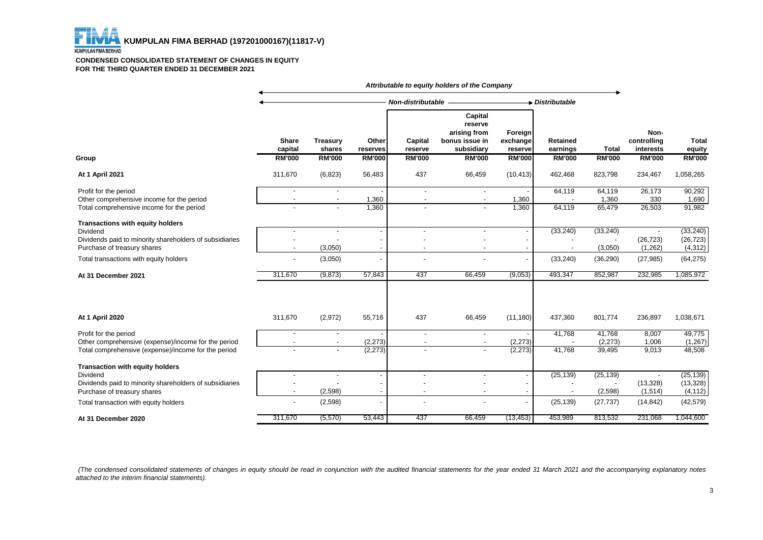**KUMPULAN FIMA BERHAD (197201000167)(11817-V)**

**CONDENSED CONSOLIDATED STATEMENT OF CHANGES IN EQUITY**
**FOR THE THIRD QUARTER ENDED 31 DECEMBER 2021**

| | *Attributable to equity holders of the Company* | | | | | | | | | |
|---|---|---|---|---|---|---|---|---|---|---|
| | *Non-distributable* | | | | | | *Distributable* | | | |
| | Share capital | Treasury shares | Other reserves | Capital reserve | Capital reserve arising from bonus issue in subsidiary | Foreign exchange reserve | Retained earnings | Total | Non-controlling interests | Total equity |
| **Group** | **RM'000** | **RM'000** | **RM'000** | **RM'000** | **RM'000** | **RM'000** | **RM'000** | **RM'000** | **RM'000** | **RM'000** |
| **At 1 April 2021** | 311,670 | (6,823) | 56,483 | 437 | 66,459 | (10,413) | 462,468 | 823,798 | 234,467 | 1,058,265 |
| Profit for the period | - | - | - | - | - | - | 64,119 | 64,119 | 26,173 | 90,292 |
| Other comprehensive income for the period | - | - | 1,360 | - | - | 1,360 | - | 1,360 | 330 | 1,690 |
| Total comprehensive income for the period | - | - | 1,360 | - | - | 1,360 | 64,119 | 65,479 | 26,503 | 91,982 |
| **Transactions with equity holders** | | | | | | | | | | |
| Dividend | - | - | - | - | - | - | (33,240) | (33,240) | - | (33,240) |
| Dividends paid to minority shareholders of subsidiaries | - | - | - | - | - | - | - | - | (26,723) | (26,723) |
| Purchase of treasury shares | - | (3,050) | - | - | - | - | - | (3,050) | (1,262) | (4,312) |
| Total transactions with equity holders | - | (3,050) | - | - | - | - | (33,240) | (36,290) | (27,985) | (64,275) |
| **At 31 December 2021** | 311,670 | (9,873) | 57,843 | 437 | 66,459 | (9,053) | 493,347 | 852,987 | 232,985 | 1,085,972 |
| | | | | | | | | | | |
| **At 1 April 2020** | 311,670 | (2,972) | 55,716 | 437 | 66,459 | (11,180) | 437,360 | 801,774 | 236,897 | 1,038,671 |
| Profit for the period | - | - | - | - | - | - | 41,768 | 41,768 | 8,007 | 49,775 |
| Other comprehensive (expense)/income for the period | - | - | (2,273) | - | - | (2,273) | - | (2,273) | 1,006 | (1,267) |
| Total comprehensive (expense)/income for the period | - | - | (2,273) | - | - | (2,273) | 41,768 | 39,495 | 9,013 | 48,508 |
| **Transaction with equity holders** | | | | | | | | | | |
| Dividend | - | - | - | - | - | - | (25,139) | (25,139) | - | (25,139) |
| Dividends paid to minority shareholders of subsidiaries | - | - | - | - | - | - | - | - | (13,328) | (13,328) |
| Purchase of treasury shares | - | (2,598) | - | - | - | - | - | (2,598) | (1,514) | (4,112) |
| Total transaction with equity holders | - | (2,598) | - | - | - | - | (25,139) | (27,737) | (14,842) | (42,579) |
| **At 31 December 2020** | 311,670 | (5,570) | 53,443 | 437 | 66,459 | (13,453) | 453,989 | 813,532 | 231,068 | 1,044,600 |

*(The condensed consolidated statements of changes in equity should be read in conjunction with the audited financial statements for the year ended 31 March 2021 and the accompanying explanatory notes attached to the interim financial statements).*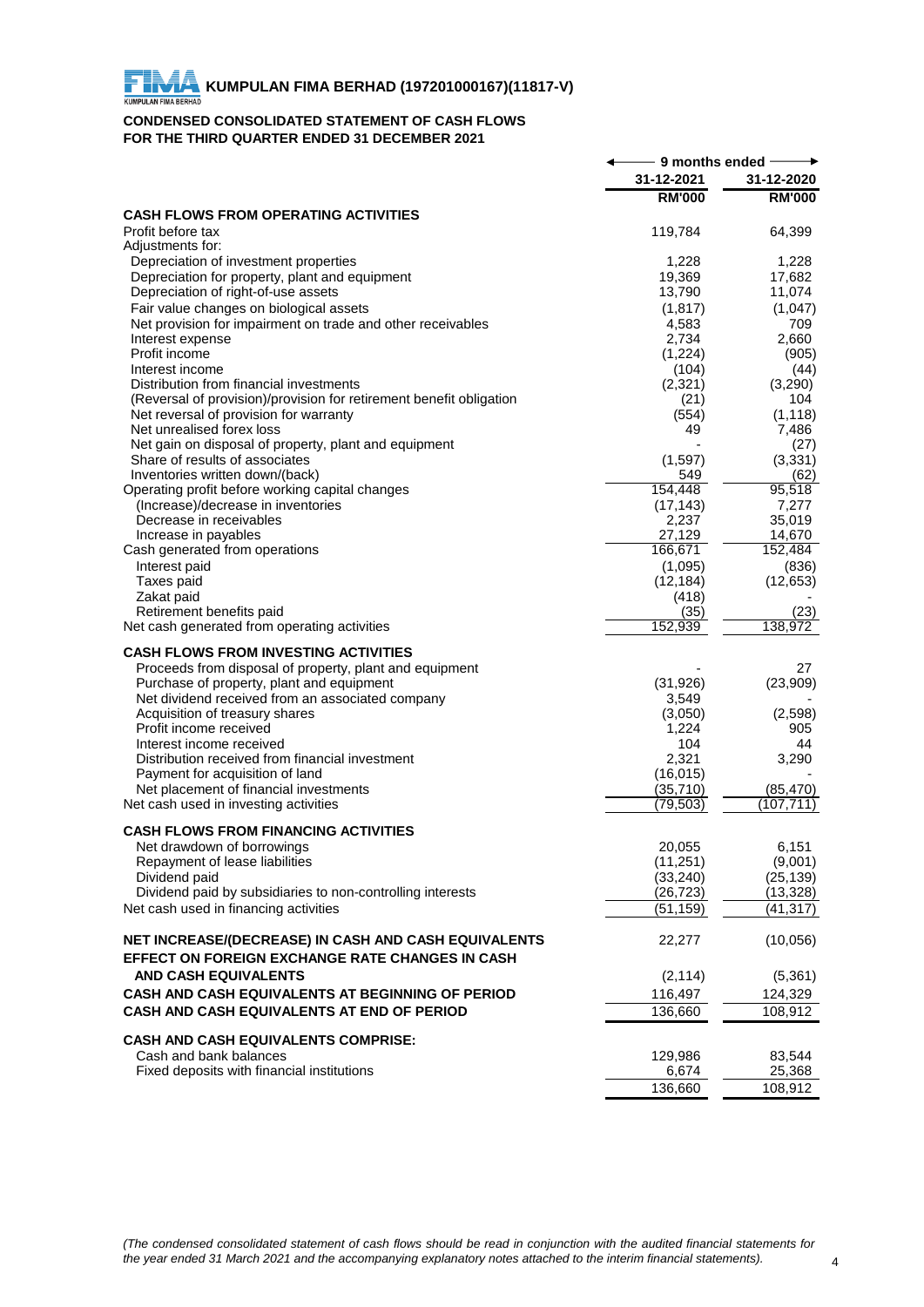**KUMPULAN FIMA BERHAD (197201000167)(11817-V)**

## CONDENSED CONSOLIDATED STATEMENT OF CASH FLOWS
## FOR THE THIRD QUARTER ENDED 31 DECEMBER 2021

| | 9 months ended | |
|---|---|---|
| | 31-12-2021 | 31-12-2020 |
| | RM'000 | RM'000 |
| **CASH FLOWS FROM OPERATING ACTIVITIES** | | |
| Profit before tax | 119,784 | 64,399 |
| Adjustments for: | | |
| Depreciation of investment properties | 1,228 | 1,228 |
| Depreciation for property, plant and equipment | 19,369 | 17,682 |
| Depreciation of right-of-use assets | 13,790 | 11,074 |
| Fair value changes on biological assets | (1,817) | (1,047) |
| Net provision for impairment on trade and other receivables | 4,583 | 709 |
| Interest expense | 2,734 | 2,660 |
| Profit income | (1,224) | (905) |
| Interest income | (104) | (44) |
| Distribution from financial investments | (2,321) | (3,290) |
| (Reversal of provision)/provision for retirement benefit obligation | (21) | 104 |
| Net reversal of provision for warranty | (554) | (1,118) |
| Net unrealised forex loss | 49 | 7,486 |
| Net gain on disposal of property, plant and equipment | - | (27) |
| Share of results of associates | (1,597) | (3,331) |
| Inventories written down/(back) | 549 | (62) |
| Operating profit before working capital changes | 154,448 | 95,518 |
| (Increase)/decrease in inventories | (17,143) | 7,277 |
| Decrease in receivables | 2,237 | 35,019 |
| Increase in payables | 27,129 | 14,670 |
| Cash generated from operations | 166,671 | 152,484 |
| Interest paid | (1,095) | (836) |
| Taxes paid | (12,184) | (12,653) |
| Zakat paid | (418) | - |
| Retirement benefits paid | (35) | (23) |
| Net cash generated from operating activities | 152,939 | 138,972 |
| **CASH FLOWS FROM INVESTING ACTIVITIES** | | |
| Proceeds from disposal of property, plant and equipment | - | 27 |
| Purchase of property, plant and equipment | (31,926) | (23,909) |
| Net dividend received from an associated company | 3,549 | - |
| Acquisition of treasury shares | (3,050) | (2,598) |
| Profit income received | 1,224 | 905 |
| Interest income received | 104 | 44 |
| Distribution received from financial investment | 2,321 | 3,290 |
| Payment for acquisition of land | (16,015) | - |
| Net placement of financial investments | (35,710) | (85,470) |
| Net cash used in investing activities | (79,503) | (107,711) |
| **CASH FLOWS FROM FINANCING ACTIVITIES** | | |
| Net drawdown of borrowings | 20,055 | 6,151 |
| Repayment of lease liabilities | (11,251) | (9,001) |
| Dividend paid | (33,240) | (25,139) |
| Dividend paid by subsidiaries to non-controlling interests | (26,723) | (13,328) |
| Net cash used in financing activities | (51,159) | (41,317) |
| **NET INCREASE/(DECREASE) IN CASH AND CASH EQUIVALENTS** | 22,277 | (10,056) |
| **EFFECT ON FOREIGN EXCHANGE RATE CHANGES IN CASH AND CASH EQUIVALENTS** | (2,114) | (5,361) |
| **CASH AND CASH EQUIVALENTS AT BEGINNING OF PERIOD** | 116,497 | 124,329 |
| **CASH AND CASH EQUIVALENTS AT END OF PERIOD** | 136,660 | 108,912 |
| **CASH AND CASH EQUIVALENTS COMPRISE:** | | |
| Cash and bank balances | 129,986 | 83,544 |
| Fixed deposits with financial institutions | 6,674 | 25,368 |
| | 136,660 | 108,912 |

*(The condensed consolidated statement of cash flows should be read in conjunction with the audited financial statements for the year ended 31 March 2021 and the accompanying explanatory notes attached to the interim financial statements).*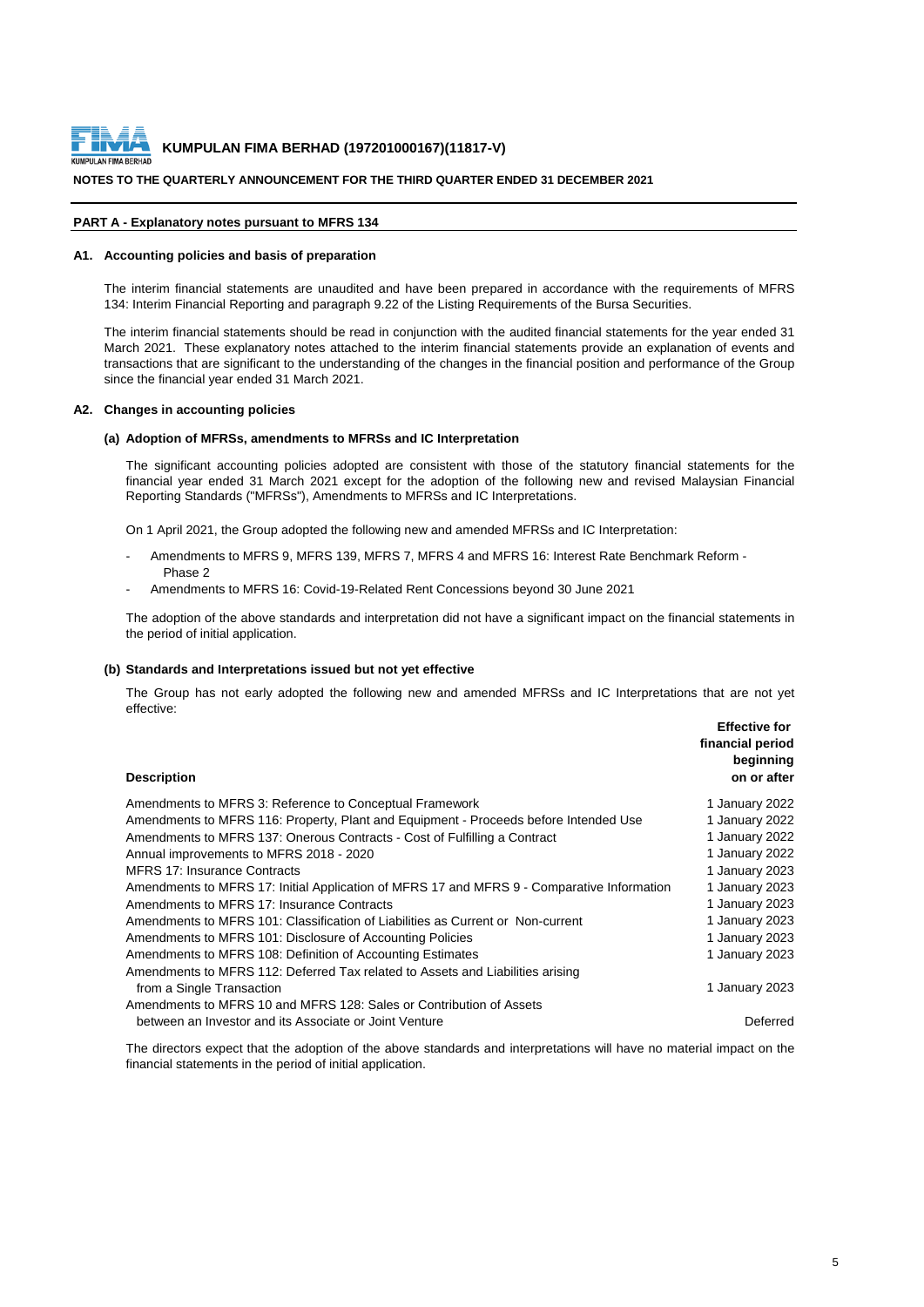**KUMPULAN FIMA BERHAD (197201000167)(11817-V)**

**NOTES TO THE QUARTERLY ANNOUNCEMENT FOR THE THIRD QUARTER ENDED 31 DECEMBER 2021**

## PART A - Explanatory notes pursuant to MFRS 134

### A1. Accounting policies and basis of preparation

The interim financial statements are unaudited and have been prepared in accordance with the requirements of MFRS 134: Interim Financial Reporting and paragraph 9.22 of the Listing Requirements of the Bursa Securities.

The interim financial statements should be read in conjunction with the audited financial statements for the year ended 31 March 2021. These explanatory notes attached to the interim financial statements provide an explanation of events and transactions that are significant to the understanding of the changes in the financial position and performance of the Group since the financial year ended 31 March 2021.

### A2. Changes in accounting policies

#### (a) Adoption of MFRSs, amendments to MFRSs and IC Interpretation

The significant accounting policies adopted are consistent with those of the statutory financial statements for the financial year ended 31 March 2021 except for the adoption of the following new and revised Malaysian Financial Reporting Standards ("MFRSs"), Amendments to MFRSs and IC Interpretations.

On 1 April 2021, the Group adopted the following new and amended MFRSs and IC Interpretation:

- Amendments to MFRS 9, MFRS 139, MFRS 7, MFRS 4 and MFRS 16: Interest Rate Benchmark Reform - Phase 2
- Amendments to MFRS 16: Covid-19-Related Rent Concessions beyond 30 June 2021

The adoption of the above standards and interpretation did not have a significant impact on the financial statements in the period of initial application.

#### (b) Standards and Interpretations issued but not yet effective

The Group has not early adopted the following new and amended MFRSs and IC Interpretations that are not yet effective:

| Description | Effective for financial period beginning on or after |
|---|---|
| Amendments to MFRS 3: Reference to Conceptual Framework | 1 January 2022 |
| Amendments to MFRS 116: Property, Plant and Equipment - Proceeds before Intended Use | 1 January 2022 |
| Amendments to MFRS 137: Onerous Contracts - Cost of Fulfilling a Contract | 1 January 2022 |
| Annual improvements to MFRS 2018 - 2020 | 1 January 2022 |
| MFRS 17: Insurance Contracts | 1 January 2023 |
| Amendments to MFRS 17: Initial Application of MFRS 17 and MFRS 9 - Comparative Information | 1 January 2023 |
| Amendments to MFRS 17: Insurance Contracts | 1 January 2023 |
| Amendments to MFRS 101: Classification of Liabilities as Current or Non-current | 1 January 2023 |
| Amendments to MFRS 101: Disclosure of Accounting Policies | 1 January 2023 |
| Amendments to MFRS 108: Definition of Accounting Estimates | 1 January 2023 |
| Amendments to MFRS 112: Deferred Tax related to Assets and Liabilities arising from a Single Transaction | 1 January 2023 |
| Amendments to MFRS 10 and MFRS 128: Sales or Contribution of Assets between an Investor and its Associate or Joint Venture | Deferred |

The directors expect that the adoption of the above standards and interpretations will have no material impact on the financial statements in the period of initial application.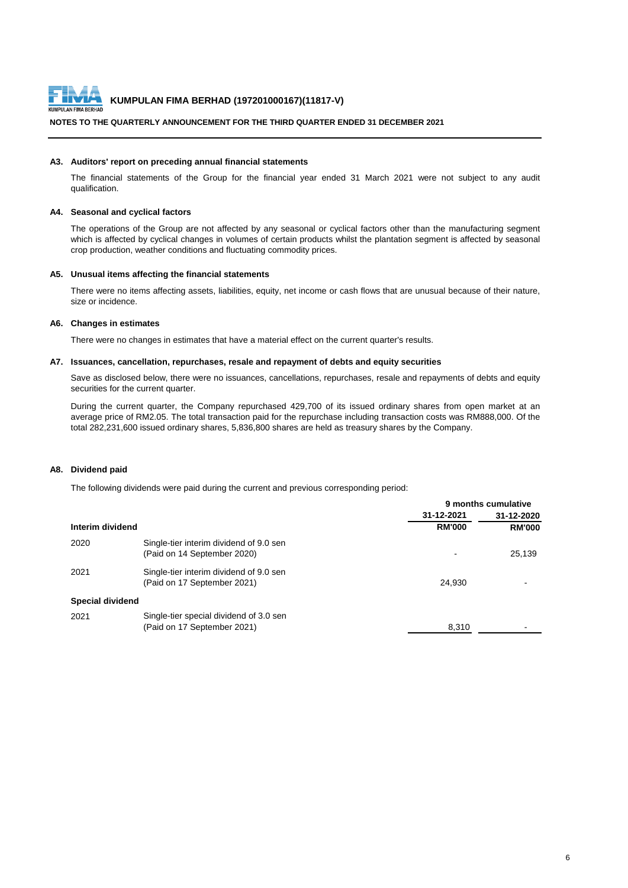## A3. Auditors' report on preceding annual financial statements

The financial statements of the Group for the financial year ended 31 March 2021 were not subject to any audit qualification.

## A4. Seasonal and cyclical factors

The operations of the Group are not affected by any seasonal or cyclical factors other than the manufacturing segment which is affected by cyclical changes in volumes of certain products whilst the plantation segment is affected by seasonal crop production, weather conditions and fluctuating commodity prices.

## A5. Unusual items affecting the financial statements

There were no items affecting assets, liabilities, equity, net income or cash flows that are unusual because of their nature, size or incidence.

## A6. Changes in estimates

There were no changes in estimates that have a material effect on the current quarter's results.

## A7. Issuances, cancellation, repurchases, resale and repayment of debts and equity securities

Save as disclosed below, there were no issuances, cancellations, repurchases, resale and repayments of debts and equity securities for the current quarter.

During the current quarter, the Company repurchased 429,700 of its issued ordinary shares from open market at an average price of RM2.05. The total transaction paid for the repurchase including transaction costs was RM888,000. Of the total 282,231,600 issued ordinary shares, 5,836,800 shares are held as treasury shares by the Company.

## A8. Dividend paid

The following dividends were paid during the current and previous corresponding period:

| | | 9 months cumulative | |
|---|---|---|---|
| | | 31-12-2021 | 31-12-2020 |
| **Interim dividend** | | **RM'000** | **RM'000** |
| 2020 | Single-tier interim dividend of 9.0 sen (Paid on 14 September 2020) | - | 25,139 |
| 2021 | Single-tier interim dividend of 9.0 sen (Paid on 17 September 2021) | 24,930 | - |
| **Special dividend** | | | |
| 2021 | Single-tier special dividend of 3.0 sen (Paid on 17 September 2021) | 8,310 | - |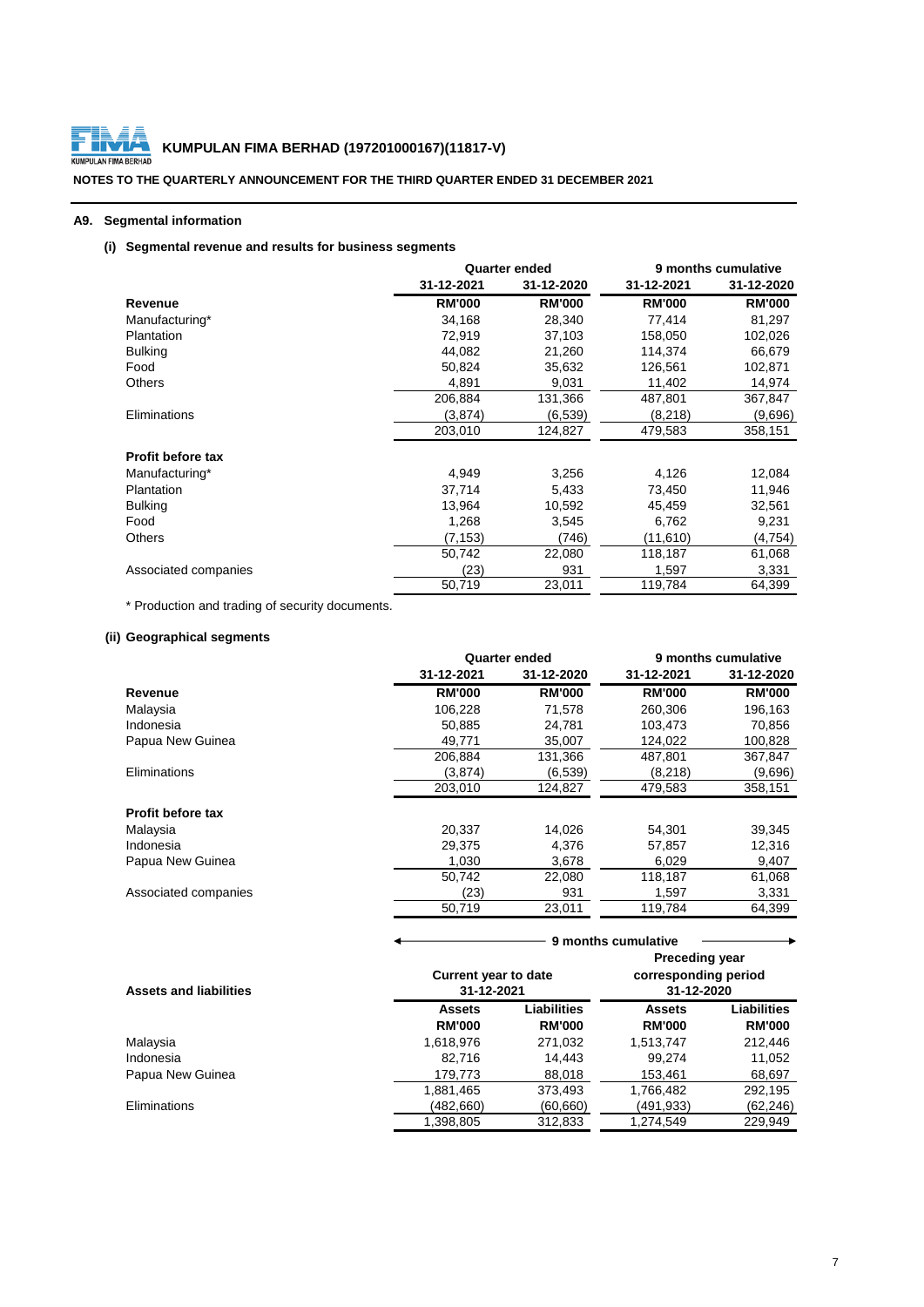**KUMPULAN FIMA BERHAD (197201000167)(11817-V)**

**NOTES TO THE QUARTERLY ANNOUNCEMENT FOR THE THIRD QUARTER ENDED 31 DECEMBER 2021**

## A9. Segmental information

### (i) Segmental revenue and results for business segments

| | Quarter ended | | 9 months cumulative | |
|---|---|---|---|---|
| | 31-12-2021 | 31-12-2020 | 31-12-2021 | 31-12-2020 |
| **Revenue** | **RM'000** | **RM'000** | **RM'000** | **RM'000** |
| Manufacturing* | 34,168 | 28,340 | 77,414 | 81,297 |
| Plantation | 72,919 | 37,103 | 158,050 | 102,026 |
| Bulking | 44,082 | 21,260 | 114,374 | 66,679 |
| Food | 50,824 | 35,632 | 126,561 | 102,871 |
| Others | 4,891 | 9,031 | 11,402 | 14,974 |
| | 206,884 | 131,366 | 487,801 | 367,847 |
| Eliminations | (3,874) | (6,539) | (8,218) | (9,696) |
| | 203,010 | 124,827 | 479,583 | 358,151 |
| **Profit before tax** | | | | |
| Manufacturing* | 4,949 | 3,256 | 4,126 | 12,084 |
| Plantation | 37,714 | 5,433 | 73,450 | 11,946 |
| Bulking | 13,964 | 10,592 | 45,459 | 32,561 |
| Food | 1,268 | 3,545 | 6,762 | 9,231 |
| Others | (7,153) | (746) | (11,610) | (4,754) |
| | 50,742 | 22,080 | 118,187 | 61,068 |
| Associated companies | (23) | 931 | 1,597 | 3,331 |
| | 50,719 | 23,011 | 119,784 | 64,399 |

\* Production and trading of security documents.

### (ii) Geographical segments

| | Quarter ended | | 9 months cumulative | |
|---|---|---|---|---|
| | 31-12-2021 | 31-12-2020 | 31-12-2021 | 31-12-2020 |
| **Revenue** | **RM'000** | **RM'000** | **RM'000** | **RM'000** |
| Malaysia | 106,228 | 71,578 | 260,306 | 196,163 |
| Indonesia | 50,885 | 24,781 | 103,473 | 70,856 |
| Papua New Guinea | 49,771 | 35,007 | 124,022 | 100,828 |
| | 206,884 | 131,366 | 487,801 | 367,847 |
| Eliminations | (3,874) | (6,539) | (8,218) | (9,696) |
| | 203,010 | 124,827 | 479,583 | 358,151 |
| **Profit before tax** | | | | |
| Malaysia | 20,337 | 14,026 | 54,301 | 39,345 |
| Indonesia | 29,375 | 4,376 | 57,857 | 12,316 |
| Papua New Guinea | 1,030 | 3,678 | 6,029 | 9,407 |
| | 50,742 | 22,080 | 118,187 | 61,068 |
| Associated companies | (23) | 931 | 1,597 | 3,331 |
| | 50,719 | 23,011 | 119,784 | 64,399 |

| | 9 months cumulative | | | |
|---|---|---|---|---|
| **Assets and liabilities** | Current year to date 31-12-2021 | | Preceding year corresponding period 31-12-2020 | |
| | **Assets** | **Liabilities** | **Assets** | **Liabilities** |
| | **RM'000** | **RM'000** | **RM'000** | **RM'000** |
| Malaysia | 1,618,976 | 271,032 | 1,513,747 | 212,446 |
| Indonesia | 82,716 | 14,443 | 99,274 | 11,052 |
| Papua New Guinea | 179,773 | 88,018 | 153,461 | 68,697 |
| | 1,881,465 | 373,493 | 1,766,482 | 292,195 |
| Eliminations | (482,660) | (60,660) | (491,933) | (62,246) |
| | 1,398,805 | 312,833 | 1,274,549 | 229,949 |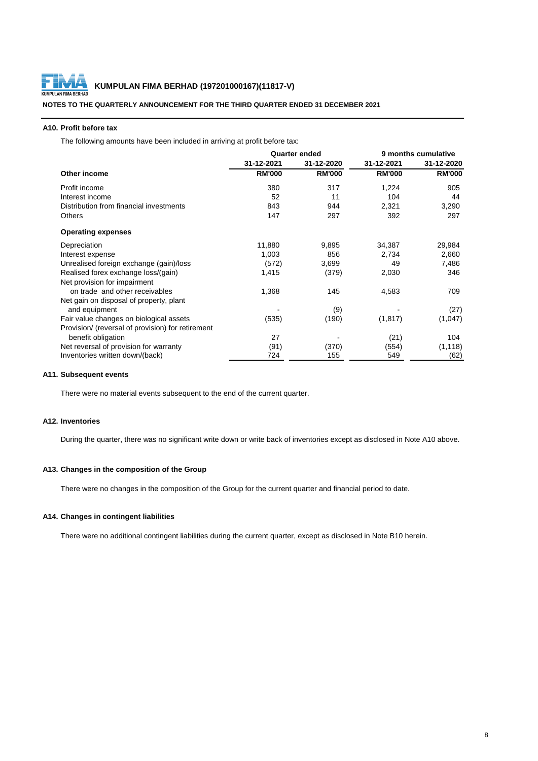**KUMPULAN FIMA BERHAD (197201000167)(11817-V)**

**NOTES TO THE QUARTERLY ANNOUNCEMENT FOR THE THIRD QUARTER ENDED 31 DECEMBER 2021**

### A10. Profit before tax

The following amounts have been included in arriving at profit before tax:

| | Quarter ended | | 9 months cumulative | |
|---|---|---|---|---|
| | 31-12-2021 | 31-12-2020 | 31-12-2021 | 31-12-2020 |
| **Other income** | **RM'000** | **RM'000** | **RM'000** | **RM'000** |
| Profit income | 380 | 317 | 1,224 | 905 |
| Interest income | 52 | 11 | 104 | 44 |
| Distribution from financial investments | 843 | 944 | 2,321 | 3,290 |
| Others | 147 | 297 | 392 | 297 |
| **Operating expenses** | | | | |
| Depreciation | 11,880 | 9,895 | 34,387 | 29,984 |
| Interest expense | 1,003 | 856 | 2,734 | 2,660 |
| Unrealised foreign exchange (gain)/loss | (572) | 3,699 | 49 | 7,486 |
| Realised forex exchange loss/(gain) | 1,415 | (379) | 2,030 | 346 |
| Net provision for impairment on trade and other receivables | 1,368 | 145 | 4,583 | 709 |
| Net gain on disposal of property, plant and equipment | - | (9) | - | (27) |
| Fair value changes on biological assets | (535) | (190) | (1,817) | (1,047) |
| Provision/ (reversal of provision) for retirement benefit obligation | 27 | - | (21) | 104 |
| Net reversal of provision for warranty | (91) | (370) | (554) | (1,118) |
| Inventories written down/(back) | 724 | 155 | 549 | (62) |

### A11. Subsequent events

There were no material events subsequent to the end of the current quarter.

### A12. Inventories

During the quarter, there was no significant write down or write back of inventories except as disclosed in Note A10 above.

### A13. Changes in the composition of the Group

There were no changes in the composition of the Group for the current quarter and financial period to date.

### A14. Changes in contingent liabilities

There were no additional contingent liabilities during the current quarter, except as disclosed in Note B10 herein.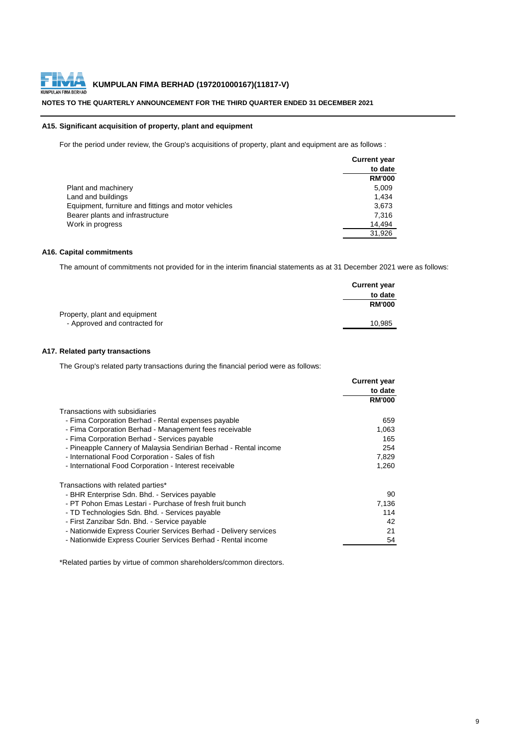**KUMPULAN FIMA BERHAD (197201000167)(11817-V)**

**NOTES TO THE QUARTERLY ANNOUNCEMENT FOR THE THIRD QUARTER ENDED 31 DECEMBER 2021**

### A15. Significant acquisition of property, plant and equipment

For the period under review, the Group's acquisitions of property, plant and equipment are as follows :

| | Current year to date RM'000 |
|---|---|
| Plant and machinery | 5,009 |
| Land and buildings | 1,434 |
| Equipment, furniture and fittings and motor vehicles | 3,673 |
| Bearer plants and infrastructure | 7,316 |
| Work in progress | 14,494 |
| | 31,926 |

### A16. Capital commitments

The amount of commitments not provided for in the interim financial statements as at 31 December 2021 were as follows:

| | Current year to date RM'000 |
|---|---|
| Property, plant and equipment | |
| - Approved and contracted for | 10,985 |

### A17. Related party transactions

The Group's related party transactions during the financial period were as follows:

| | Current year to date RM'000 |
|---|---|
| Transactions with subsidiaries | |
| - Fima Corporation Berhad - Rental expenses payable | 659 |
| - Fima Corporation Berhad - Management fees receivable | 1,063 |
| - Fima Corporation Berhad - Services payable | 165 |
| - Pineapple Cannery of Malaysia Sendirian Berhad - Rental income | 254 |
| - International Food Corporation - Sales of fish | 7,829 |
| - International Food Corporation - Interest receivable | 1,260 |
| | |
| Transactions with related parties* | |
| - BHR Enterprise Sdn. Bhd. - Services payable | 90 |
| - PT Pohon Emas Lestari - Purchase of fresh fruit bunch | 7,136 |
| - TD Technologies Sdn. Bhd. - Services payable | 114 |
| - First Zanzibar Sdn. Bhd. - Service payable | 42 |
| - Nationwide Express Courier Services Berhad - Delivery services | 21 |
| - Nationwide Express Courier Services Berhad - Rental income | 54 |

*Related parties by virtue of common shareholders/common directors.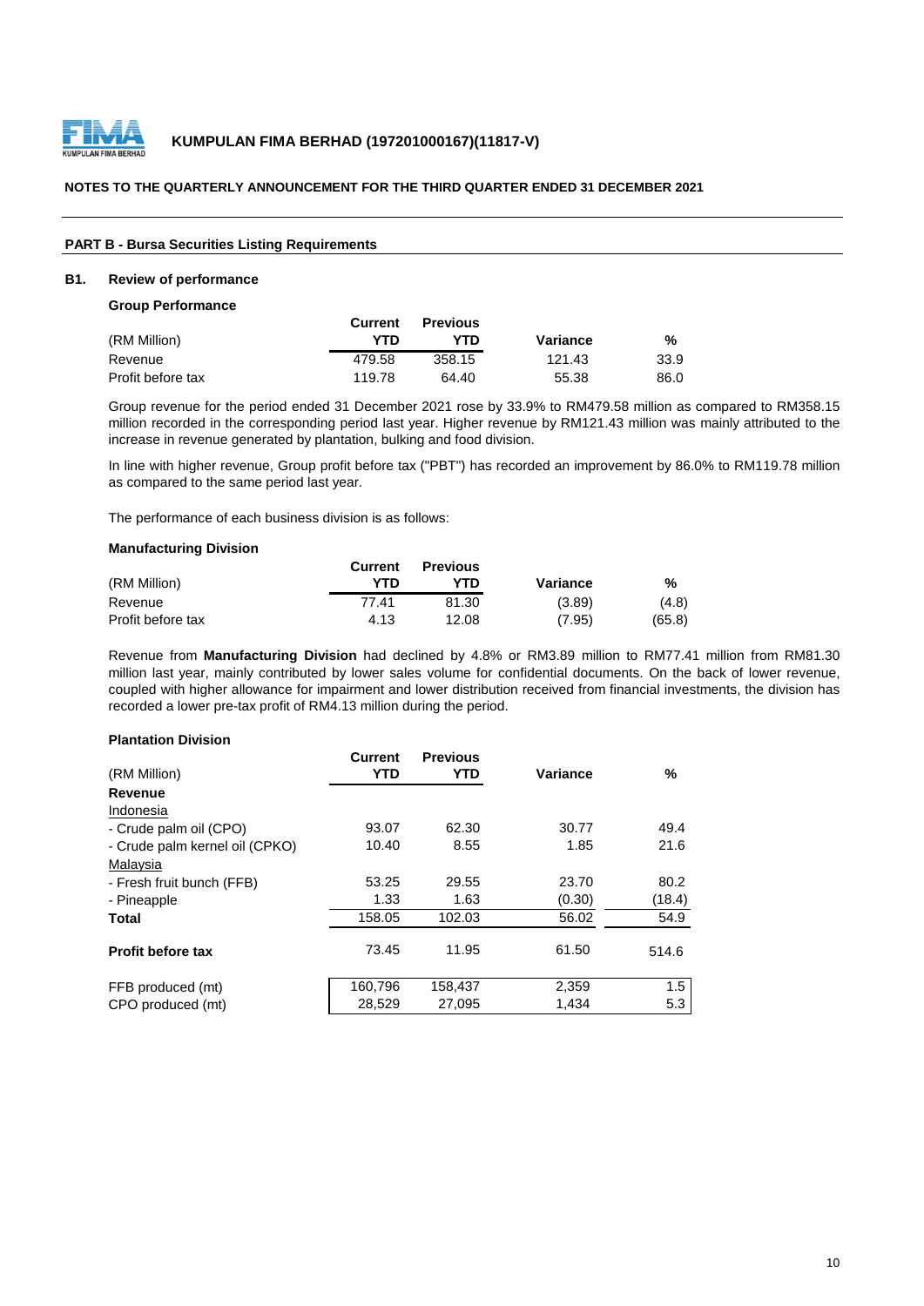## PART B - Bursa Securities Listing Requirements

### B1. Review of performance

**Group Performance**

| (RM Million) | Current YTD | Previous YTD | Variance | % |
|---|---|---|---|---|
| Revenue | 479.58 | 358.15 | 121.43 | 33.9 |
| Profit before tax | 119.78 | 64.40 | 55.38 | 86.0 |

Group revenue for the period ended 31 December 2021 rose by 33.9% to RM479.58 million as compared to RM358.15 million recorded in the corresponding period last year. Higher revenue by RM121.43 million was mainly attributed to the increase in revenue generated by plantation, bulking and food division.

In line with higher revenue, Group profit before tax ("PBT") has recorded an improvement by 86.0% to RM119.78 million as compared to the same period last year.

The performance of each business division is as follows:

**Manufacturing Division**

| (RM Million) | Current YTD | Previous YTD | Variance | % |
|---|---|---|---|---|
| Revenue | 77.41 | 81.30 | (3.89) | (4.8) |
| Profit before tax | 4.13 | 12.08 | (7.95) | (65.8) |

Revenue from **Manufacturing Division** had declined by 4.8% or RM3.89 million to RM77.41 million from RM81.30 million last year, mainly contributed by lower sales volume for confidential documents. On the back of lower revenue, coupled with higher allowance for impairment and lower distribution received from financial investments, the division has recorded a lower pre-tax profit of RM4.13 million during the period.

**Plantation Division**

| (RM Million) | Current YTD | Previous YTD | Variance | % |
|---|---|---|---|---|
| **Revenue** | | | | |
| Indonesia | | | | |
| - Crude palm oil (CPO) | 93.07 | 62.30 | 30.77 | 49.4 |
| - Crude palm kernel oil (CPKO) | 10.40 | 8.55 | 1.85 | 21.6 |
| Malaysia | | | | |
| - Fresh fruit bunch (FFB) | 53.25 | 29.55 | 23.70 | 80.2 |
| - Pineapple | 1.33 | 1.63 | (0.30) | (18.4) |
| **Total** | 158.05 | 102.03 | 56.02 | 54.9 |
| **Profit before tax** | 73.45 | 11.95 | 61.50 | 514.6 |
| FFB produced (mt) | 160,796 | 158,437 | 2,359 | 1.5 |
| CPO produced (mt) | 28,529 | 27,095 | 1,434 | 5.3 |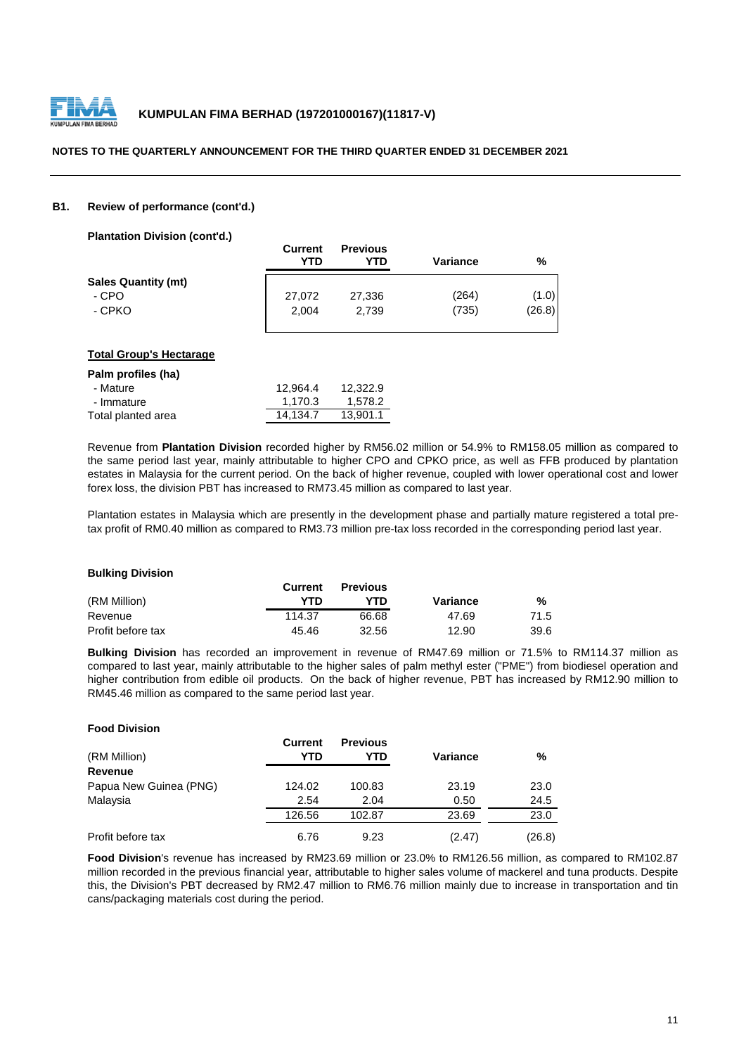### B1. Review of performance (cont'd.)

**Plantation Division (cont'd.)**

| | Current YTD | Previous YTD | Variance | % |
|---|---|---|---|---|
| **Sales Quantity (mt)** | | | | |
| - CPO | 27,072 | 27,336 | (264) | (1.0) |
| - CPKO | 2,004 | 2,739 | (735) | (26.8) |

**Total Group's Hectarage**

| **Palm profiles (ha)** | | |
|---|---|---|
| - Mature | 12,964.4 | 12,322.9 |
| - Immature | 1,170.3 | 1,578.2 |
| Total planted area | 14,134.7 | 13,901.1 |

Revenue from **Plantation Division** recorded higher by RM56.02 million or 54.9% to RM158.05 million as compared to the same period last year, mainly attributable to higher CPO and CPKO price, as well as FFB produced by plantation estates in Malaysia for the current period. On the back of higher revenue, coupled with lower operational cost and lower forex loss, the division PBT has increased to RM73.45 million as compared to last year.

Plantation estates in Malaysia which are presently in the development phase and partially mature registered a total pre-tax profit of RM0.40 million as compared to RM3.73 million pre-tax loss recorded in the corresponding period last year.

**Bulking Division**

| (RM Million) | Current YTD | Previous YTD | Variance | % |
|---|---|---|---|---|
| Revenue | 114.37 | 66.68 | 47.69 | 71.5 |
| Profit before tax | 45.46 | 32.56 | 12.90 | 39.6 |

**Bulking Division** has recorded an improvement in revenue of RM47.69 million or 71.5% to RM114.37 million as compared to last year, mainly attributable to the higher sales of palm methyl ester ("PME") from biodiesel operation and higher contribution from edible oil products. On the back of higher revenue, PBT has increased by RM12.90 million to RM45.46 million as compared to the same period last year.

**Food Division**

| (RM Million) | Current YTD | Previous YTD | Variance | % |
|---|---|---|---|---|
| **Revenue** | | | | |
| Papua New Guinea (PNG) | 124.02 | 100.83 | 23.19 | 23.0 |
| Malaysia | 2.54 | 2.04 | 0.50 | 24.5 |
| | 126.56 | 102.87 | 23.69 | 23.0 |
| Profit before tax | 6.76 | 9.23 | (2.47) | (26.8) |

**Food Division**'s revenue has increased by RM23.69 million or 23.0% to RM126.56 million, as compared to RM102.87 million recorded in the previous financial year, attributable to higher sales volume of mackerel and tuna products. Despite this, the Division's PBT decreased by RM2.47 million to RM6.76 million mainly due to increase in transportation and tin cans/packaging materials cost during the period.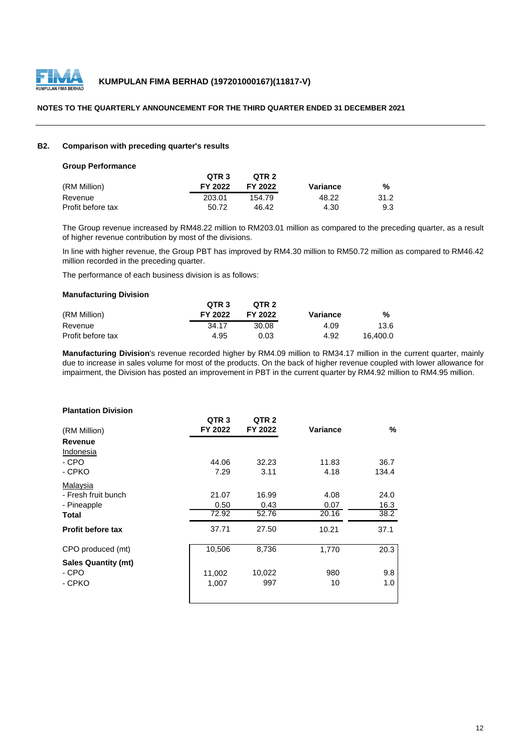## B2. Comparison with preceding quarter's results

### Group Performance

| (RM Million) | QTR 3 FY 2022 | QTR 2 FY 2022 | Variance | % |
|---|---|---|---|---|
| Revenue | 203.01 | 154.79 | 48.22 | 31.2 |
| Profit before tax | 50.72 | 46.42 | 4.30 | 9.3 |

The Group revenue increased by RM48.22 million to RM203.01 million as compared to the preceding quarter, as a result of higher revenue contribution by most of the divisions.

In line with higher revenue, the Group PBT has improved by RM4.30 million to RM50.72 million as compared to RM46.42 million recorded in the preceding quarter.

The performance of each business division is as follows:

### Manufacturing Division

| (RM Million) | QTR 3 FY 2022 | QTR 2 FY 2022 | Variance | % |
|---|---|---|---|---|
| Revenue | 34.17 | 30.08 | 4.09 | 13.6 |
| Profit before tax | 4.95 | 0.03 | 4.92 | 16,400.0 |

**Manufacturing Division**'s revenue recorded higher by RM4.09 million to RM34.17 million in the current quarter, mainly due to increase in sales volume for most of the products. On the back of higher revenue coupled with lower allowance for impairment, the Division has posted an improvement in PBT in the current quarter by RM4.92 million to RM4.95 million.

### Plantation Division

| (RM Million) | QTR 3 FY 2022 | QTR 2 FY 2022 | Variance | % |
|---|---|---|---|---|
| **Revenue** | | | | |
| Indonesia | | | | |
| - CPO | 44.06 | 32.23 | 11.83 | 36.7 |
| - CPKO | 7.29 | 3.11 | 4.18 | 134.4 |
| Malaysia | | | | |
| - Fresh fruit bunch | 21.07 | 16.99 | 4.08 | 24.0 |
| - Pineapple | 0.50 | 0.43 | 0.07 | 16.3 |
| **Total** | 72.92 | 52.76 | 20.16 | 38.2 |
| **Profit before tax** | 37.71 | 27.50 | 10.21 | 37.1 |
| CPO produced (mt) | 10,506 | 8,736 | 1,770 | 20.3 |
| **Sales Quantity (mt)** | | | | |
| - CPO | 11,002 | 10,022 | 980 | 9.8 |
| - CPKO | 1,007 | 997 | 10 | 1.0 |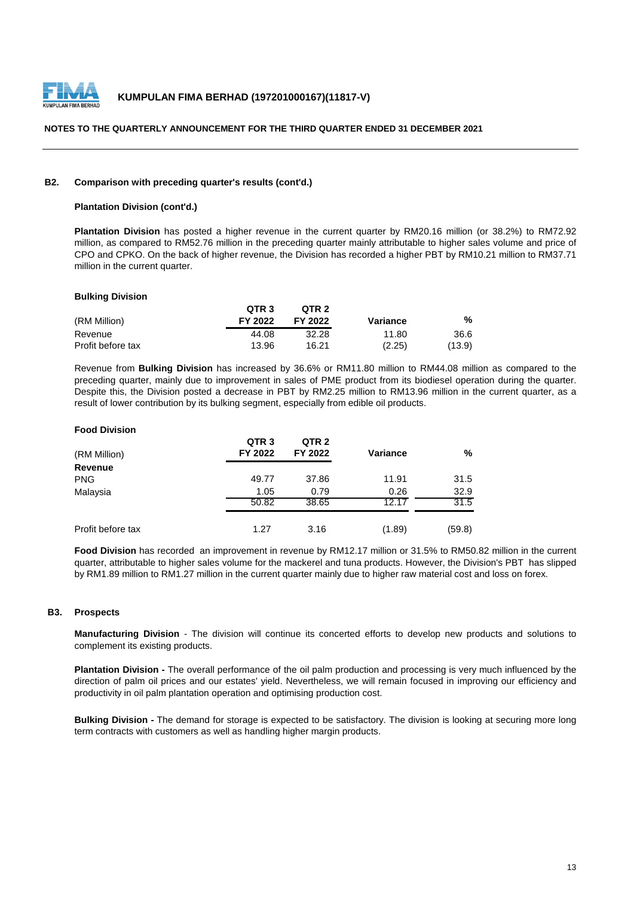## B2. Comparison with preceding quarter's results (cont'd.)

### Plantation Division (cont'd.)

**Plantation Division** has posted a higher revenue in the current quarter by RM20.16 million (or 38.2%) to RM72.92 million, as compared to RM52.76 million in the preceding quarter mainly attributable to higher sales volume and price of CPO and CPKO. On the back of higher revenue, the Division has recorded a higher PBT by RM10.21 million to RM37.71 million in the current quarter.

### Bulking Division

| (RM Million) | QTR 3 FY 2022 | QTR 2 FY 2022 | Variance | % |
|---|---|---|---|---|
| Revenue | 44.08 | 32.28 | 11.80 | 36.6 |
| Profit before tax | 13.96 | 16.21 | (2.25) | (13.9) |

Revenue from **Bulking Division** has increased by 36.6% or RM11.80 million to RM44.08 million as compared to the preceding quarter, mainly due to improvement in sales of PME product from its biodiesel operation during the quarter. Despite this, the Division posted a decrease in PBT by RM2.25 million to RM13.96 million in the current quarter, as a result of lower contribution by its bulking segment, especially from edible oil products.

### Food Division

| (RM Million) | QTR 3 FY 2022 | QTR 2 FY 2022 | Variance | % |
|---|---|---|---|---|
| **Revenue** | | | | |
| PNG | 49.77 | 37.86 | 11.91 | 31.5 |
| Malaysia | 1.05 | 0.79 | 0.26 | 32.9 |
| | 50.82 | 38.65 | 12.17 | 31.5 |
| Profit before tax | 1.27 | 3.16 | (1.89) | (59.8) |

**Food Division** has recorded an improvement in revenue by RM12.17 million or 31.5% to RM50.82 million in the current quarter, attributable to higher sales volume for the mackerel and tuna products. However, the Division's PBT has slipped by RM1.89 million to RM1.27 million in the current quarter mainly due to higher raw material cost and loss on forex.

## B3. Prospects

**Manufacturing Division** - The division will continue its concerted efforts to develop new products and solutions to complement its existing products.

**Plantation Division -** The overall performance of the oil palm production and processing is very much influenced by the direction of palm oil prices and our estates' yield. Nevertheless, we will remain focused in improving our efficiency and productivity in oil palm plantation operation and optimising production cost.

**Bulking Division -** The demand for storage is expected to be satisfactory. The division is looking at securing more long term contracts with customers as well as handling higher margin products.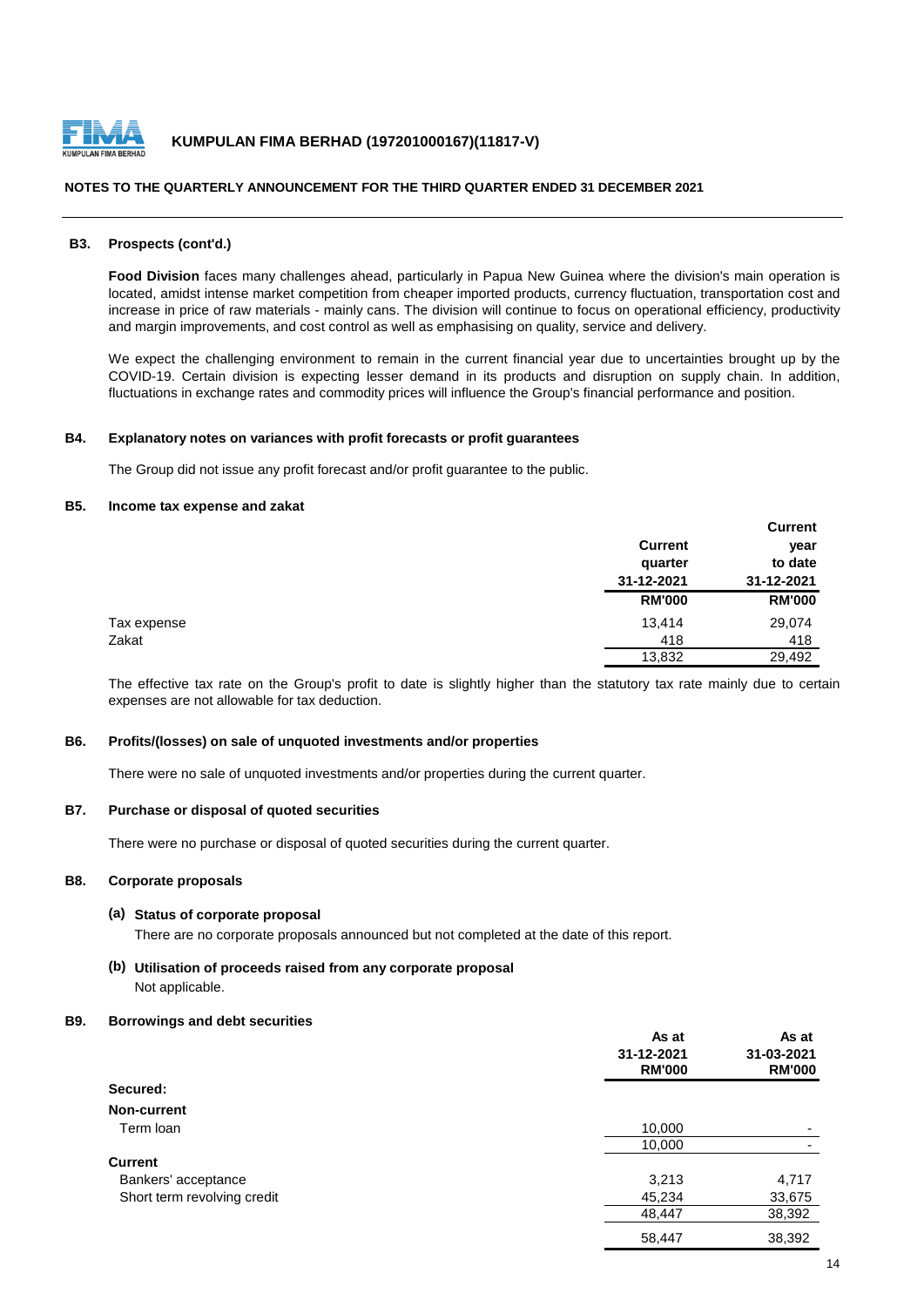**NOTES TO THE QUARTERLY ANNOUNCEMENT FOR THE THIRD QUARTER ENDED 31 DECEMBER 2021**

### B3. Prospects (cont'd.)

**Food Division** faces many challenges ahead, particularly in Papua New Guinea where the division's main operation is located, amidst intense market competition from cheaper imported products, currency fluctuation, transportation cost and increase in price of raw materials - mainly cans. The division will continue to focus on operational efficiency, productivity and margin improvements, and cost control as well as emphasising on quality, service and delivery.

We expect the challenging environment to remain in the current financial year due to uncertainties brought up by the COVID-19. Certain division is expecting lesser demand in its products and disruption on supply chain. In addition, fluctuations in exchange rates and commodity prices will influence the Group's financial performance and position.

### B4. Explanatory notes on variances with profit forecasts or profit guarantees

The Group did not issue any profit forecast and/or profit guarantee to the public.

### B5. Income tax expense and zakat

| | Current quarter 31-12-2021 RM'000 | Current year to date 31-12-2021 RM'000 |
|---|---|---|
| Tax expense | 13,414 | 29,074 |
| Zakat | 418 | 418 |
| | 13,832 | 29,492 |

The effective tax rate on the Group's profit to date is slightly higher than the statutory tax rate mainly due to certain expenses are not allowable for tax deduction.

### B6. Profits/(losses) on sale of unquoted investments and/or properties

There were no sale of unquoted investments and/or properties during the current quarter.

### B7. Purchase or disposal of quoted securities

There were no purchase or disposal of quoted securities during the current quarter.

### B8. Corporate proposals

**(a) Status of corporate proposal**

There are no corporate proposals announced but not completed at the date of this report.

**(b) Utilisation of proceeds raised from any corporate proposal**

Not applicable.

### B9. Borrowings and debt securities

| | As at 31-12-2021 RM'000 | As at 31-03-2021 RM'000 |
|---|---|---|
| **Secured:** | | |
| **Non-current** | | |
| Term loan | 10,000 | - |
| | 10,000 | - |
| **Current** | | |
| Bankers' acceptance | 3,213 | 4,717 |
| Short term revolving credit | 45,234 | 33,675 |
| | 48,447 | 38,392 |
| | 58,447 | 38,392 |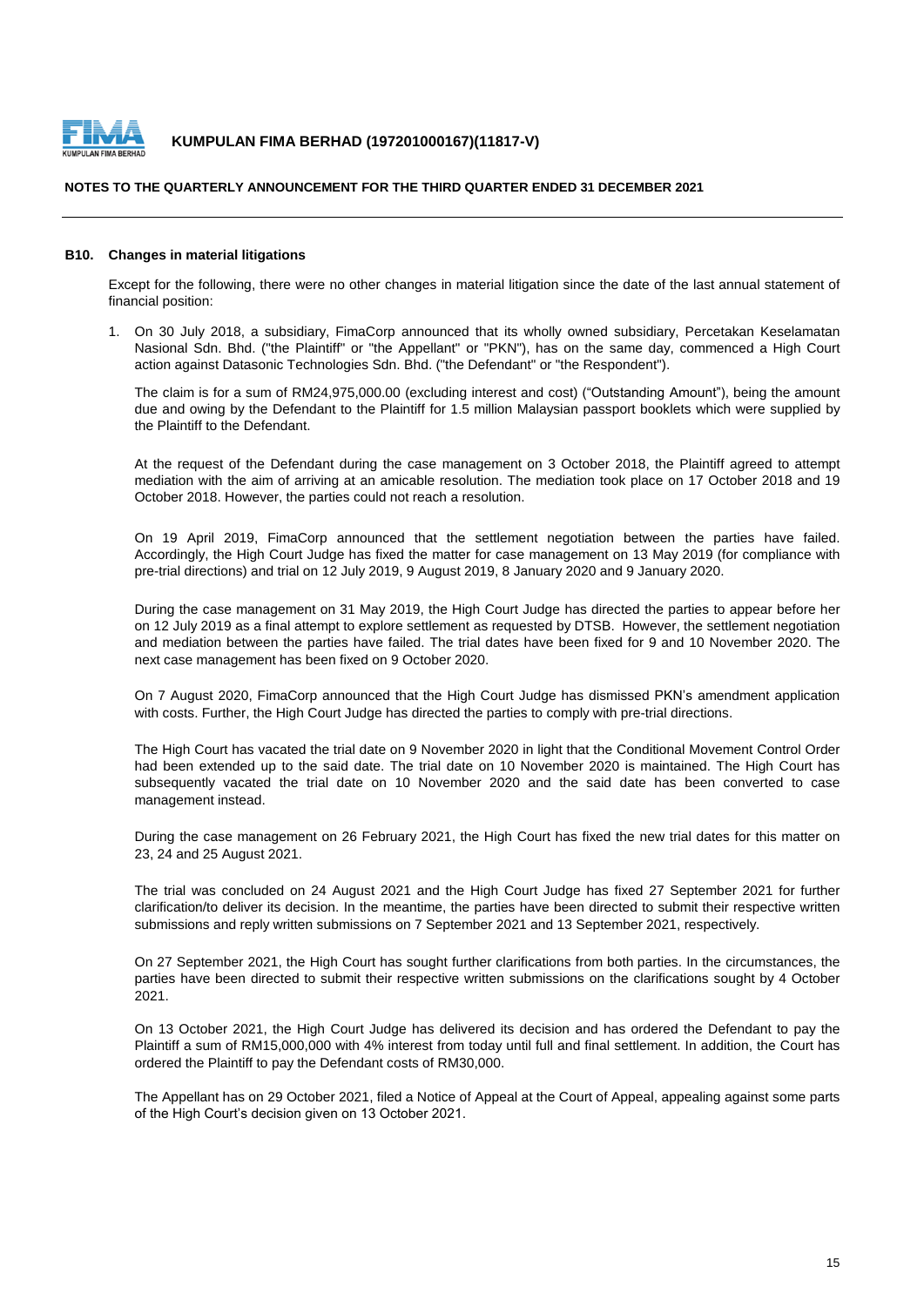## B10. Changes in material litigations

Except for the following, there were no other changes in material litigation since the date of the last annual statement of financial position:

1. On 30 July 2018, a subsidiary, FimaCorp announced that its wholly owned subsidiary, Percetakan Keselamatan Nasional Sdn. Bhd. ("the Plaintiff" or "the Appellant" or "PKN"), has on the same day, commenced a High Court action against Datasonic Technologies Sdn. Bhd. ("the Defendant" or "the Respondent").

   The claim is for a sum of RM24,975,000.00 (excluding interest and cost) ("Outstanding Amount"), being the amount due and owing by the Defendant to the Plaintiff for 1.5 million Malaysian passport booklets which were supplied by the Plaintiff to the Defendant.

   At the request of the Defendant during the case management on 3 October 2018, the Plaintiff agreed to attempt mediation with the aim of arriving at an amicable resolution. The mediation took place on 17 October 2018 and 19 October 2018. However, the parties could not reach a resolution.

   On 19 April 2019, FimaCorp announced that the settlement negotiation between the parties have failed. Accordingly, the High Court Judge has fixed the matter for case management on 13 May 2019 (for compliance with pre-trial directions) and trial on 12 July 2019, 9 August 2019, 8 January 2020 and 9 January 2020.

   During the case management on 31 May 2019, the High Court Judge has directed the parties to appear before her on 12 July 2019 as a final attempt to explore settlement as requested by DTSB. However, the settlement negotiation and mediation between the parties have failed. The trial dates have been fixed for 9 and 10 November 2020. The next case management has been fixed on 9 October 2020.

   On 7 August 2020, FimaCorp announced that the High Court Judge has dismissed PKN's amendment application with costs. Further, the High Court Judge has directed the parties to comply with pre-trial directions.

   The High Court has vacated the trial date on 9 November 2020 in light that the Conditional Movement Control Order had been extended up to the said date. The trial date on 10 November 2020 is maintained. The High Court has subsequently vacated the trial date on 10 November 2020 and the said date has been converted to case management instead.

   During the case management on 26 February 2021, the High Court has fixed the new trial dates for this matter on 23, 24 and 25 August 2021.

   The trial was concluded on 24 August 2021 and the High Court Judge has fixed 27 September 2021 for further clarification/to deliver its decision. In the meantime, the parties have been directed to submit their respective written submissions and reply written submissions on 7 September 2021 and 13 September 2021, respectively.

   On 27 September 2021, the High Court has sought further clarifications from both parties. In the circumstances, the parties have been directed to submit their respective written submissions on the clarifications sought by 4 October 2021.

   On 13 October 2021, the High Court Judge has delivered its decision and has ordered the Defendant to pay the Plaintiff a sum of RM15,000,000 with 4% interest from today until full and final settlement. In addition, the Court has ordered the Plaintiff to pay the Defendant costs of RM30,000.

   The Appellant has on 29 October 2021, filed a Notice of Appeal at the Court of Appeal, appealing against some parts of the High Court's decision given on 13 October 2021.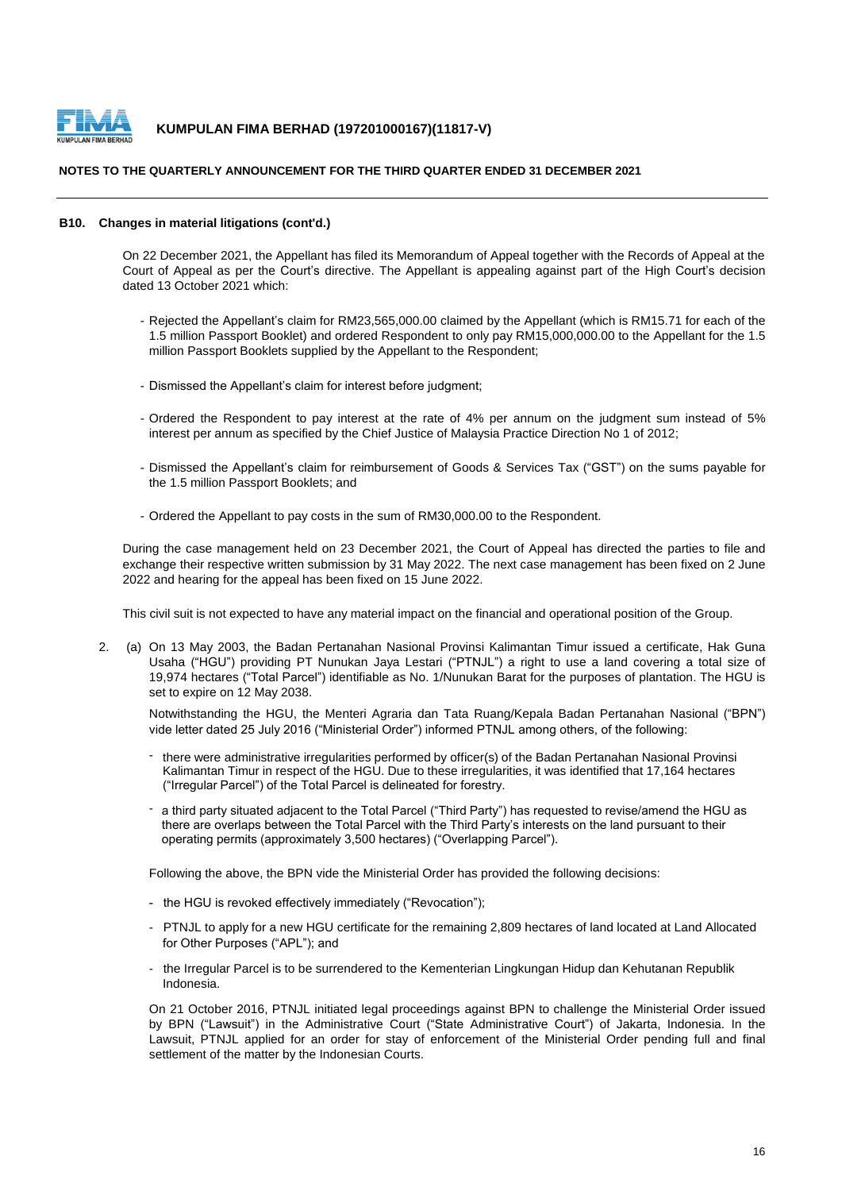### B10. Changes in material litigations (cont'd.)

On 22 December 2021, the Appellant has filed its Memorandum of Appeal together with the Records of Appeal at the Court of Appeal as per the Court's directive. The Appellant is appealing against part of the High Court's decision dated 13 October 2021 which:

- Rejected the Appellant's claim for RM23,565,000.00 claimed by the Appellant (which is RM15.71 for each of the 1.5 million Passport Booklet) and ordered Respondent to only pay RM15,000,000.00 to the Appellant for the 1.5 million Passport Booklets supplied by the Appellant to the Respondent;
- Dismissed the Appellant's claim for interest before judgment;
- Ordered the Respondent to pay interest at the rate of 4% per annum on the judgment sum instead of 5% interest per annum as specified by the Chief Justice of Malaysia Practice Direction No 1 of 2012;
- Dismissed the Appellant's claim for reimbursement of Goods & Services Tax ("GST") on the sums payable for the 1.5 million Passport Booklets; and
- Ordered the Appellant to pay costs in the sum of RM30,000.00 to the Respondent.

During the case management held on 23 December 2021, the Court of Appeal has directed the parties to file and exchange their respective written submission by 31 May 2022. The next case management has been fixed on 2 June 2022 and hearing for the appeal has been fixed on 15 June 2022.

This civil suit is not expected to have any material impact on the financial and operational position of the Group.

2. (a) On 13 May 2003, the Badan Pertanahan Nasional Provinsi Kalimantan Timur issued a certificate, Hak Guna Usaha ("HGU") providing PT Nunukan Jaya Lestari ("PTNJL") a right to use a land covering a total size of 19,974 hectares ("Total Parcel") identifiable as No. 1/Nunukan Barat for the purposes of plantation. The HGU is set to expire on 12 May 2038.

   Notwithstanding the HGU, the Menteri Agraria dan Tata Ruang/Kepala Badan Pertanahan Nasional ("BPN") vide letter dated 25 July 2016 ("Ministerial Order") informed PTNJL among others, of the following:

   - there were administrative irregularities performed by officer(s) of the Badan Pertanahan Nasional Provinsi Kalimantan Timur in respect of the HGU. Due to these irregularities, it was identified that 17,164 hectares ("Irregular Parcel") of the Total Parcel is delineated for forestry.
   - a third party situated adjacent to the Total Parcel ("Third Party") has requested to revise/amend the HGU as there are overlaps between the Total Parcel with the Third Party's interests on the land pursuant to their operating permits (approximately 3,500 hectares) ("Overlapping Parcel").

   Following the above, the BPN vide the Ministerial Order has provided the following decisions:

   - the HGU is revoked effectively immediately ("Revocation");
   - PTNJL to apply for a new HGU certificate for the remaining 2,809 hectares of land located at Land Allocated for Other Purposes ("APL"); and
   - the Irregular Parcel is to be surrendered to the Kementerian Lingkungan Hidup dan Kehutanan Republik Indonesia.

   On 21 October 2016, PTNJL initiated legal proceedings against BPN to challenge the Ministerial Order issued by BPN ("Lawsuit") in the Administrative Court ("State Administrative Court") of Jakarta, Indonesia. In the Lawsuit, PTNJL applied for an order for stay of enforcement of the Ministerial Order pending full and final settlement of the matter by the Indonesian Courts.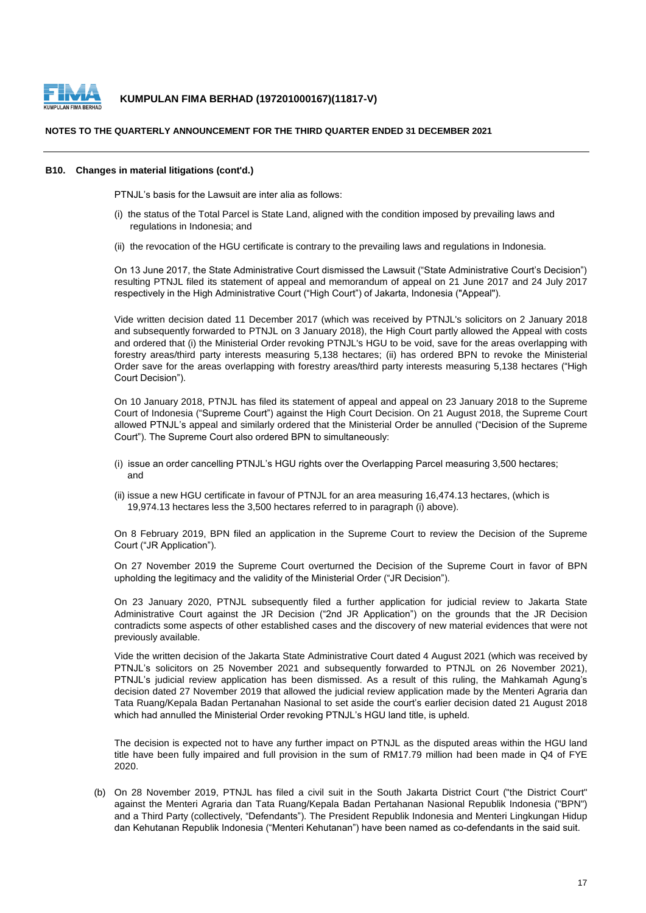**B10. Changes in material litigations (cont'd.)**

PTNJL's basis for the Lawsuit are inter alia as follows:

(i) the status of the Total Parcel is State Land, aligned with the condition imposed by prevailing laws and regulations in Indonesia; and

(ii) the revocation of the HGU certificate is contrary to the prevailing laws and regulations in Indonesia.

On 13 June 2017, the State Administrative Court dismissed the Lawsuit ("State Administrative Court's Decision") resulting PTNJL filed its statement of appeal and memorandum of appeal on 21 June 2017 and 24 July 2017 respectively in the High Administrative Court ("High Court") of Jakarta, Indonesia ("Appeal").

Vide written decision dated 11 December 2017 (which was received by PTNJL's solicitors on 2 January 2018 and subsequently forwarded to PTNJL on 3 January 2018), the High Court partly allowed the Appeal with costs and ordered that (i) the Ministerial Order revoking PTNJL's HGU to be void, save for the areas overlapping with forestry areas/third party interests measuring 5,138 hectares; (ii) has ordered BPN to revoke the Ministerial Order save for the areas overlapping with forestry areas/third party interests measuring 5,138 hectares ("High Court Decision").

On 10 January 2018, PTNJL has filed its statement of appeal and appeal on 23 January 2018 to the Supreme Court of Indonesia ("Supreme Court") against the High Court Decision. On 21 August 2018, the Supreme Court allowed PTNJL's appeal and similarly ordered that the Ministerial Order be annulled ("Decision of the Supreme Court"). The Supreme Court also ordered BPN to simultaneously:

(i) issue an order cancelling PTNJL's HGU rights over the Overlapping Parcel measuring 3,500 hectares; and

(ii) issue a new HGU certificate in favour of PTNJL for an area measuring 16,474.13 hectares, (which is 19,974.13 hectares less the 3,500 hectares referred to in paragraph (i) above).

On 8 February 2019, BPN filed an application in the Supreme Court to review the Decision of the Supreme Court ("JR Application").

On 27 November 2019 the Supreme Court overturned the Decision of the Supreme Court in favor of BPN upholding the legitimacy and the validity of the Ministerial Order ("JR Decision").

On 23 January 2020, PTNJL subsequently filed a further application for judicial review to Jakarta State Administrative Court against the JR Decision ("2nd JR Application") on the grounds that the JR Decision contradicts some aspects of other established cases and the discovery of new material evidences that were not previously available.

Vide the written decision of the Jakarta State Administrative Court dated 4 August 2021 (which was received by PTNJL's solicitors on 25 November 2021 and subsequently forwarded to PTNJL on 26 November 2021), PTNJL's judicial review application has been dismissed. As a result of this ruling, the Mahkamah Agung's decision dated 27 November 2019 that allowed the judicial review application made by the Menteri Agraria dan Tata Ruang/Kepala Badan Pertanahan Nasional to set aside the court's earlier decision dated 21 August 2018 which had annulled the Ministerial Order revoking PTNJL's HGU land title, is upheld.

The decision is expected not to have any further impact on PTNJL as the disputed areas within the HGU land title have been fully impaired and full provision in the sum of RM17.79 million had been made in Q4 of FYE 2020.

(b) On 28 November 2019, PTNJL has filed a civil suit in the South Jakarta District Court ("the District Court" against the Menteri Agraria dan Tata Ruang/Kepala Badan Pertahanan Nasional Republik Indonesia ("BPN") and a Third Party (collectively, "Defendants"). The President Republik Indonesia and Menteri Lingkungan Hidup dan Kehutanan Republik Indonesia ("Menteri Kehutanan") have been named as co-defendants in the said suit.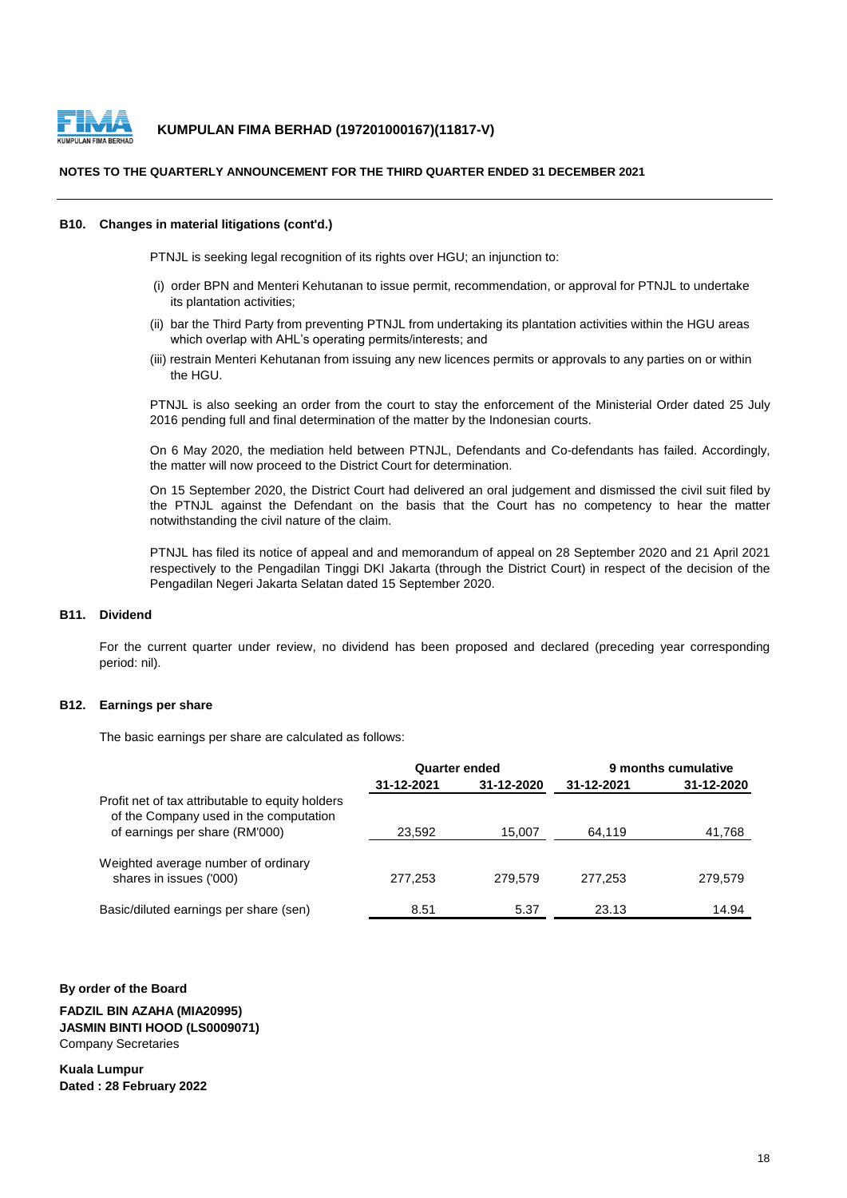**NOTES TO THE QUARTERLY ANNOUNCEMENT FOR THE THIRD QUARTER ENDED 31 DECEMBER 2021**

### B10. Changes in material litigations (cont'd.)

PTNJL is seeking legal recognition of its rights over HGU; an injunction to:

(i) order BPN and Menteri Kehutanan to issue permit, recommendation, or approval for PTNJL to undertake its plantation activities;

(ii) bar the Third Party from preventing PTNJL from undertaking its plantation activities within the HGU areas which overlap with AHL's operating permits/interests; and

(iii) restrain Menteri Kehutanan from issuing any new licences permits or approvals to any parties on or within the HGU.

PTNJL is also seeking an order from the court to stay the enforcement of the Ministerial Order dated 25 July 2016 pending full and final determination of the matter by the Indonesian courts.

On 6 May 2020, the mediation held between PTNJL, Defendants and Co-defendants has failed. Accordingly, the matter will now proceed to the District Court for determination.

On 15 September 2020, the District Court had delivered an oral judgement and dismissed the civil suit filed by the PTNJL against the Defendant on the basis that the Court has no competency to hear the matter notwithstanding the civil nature of the claim.

PTNJL has filed its notice of appeal and and memorandum of appeal on 28 September 2020 and 21 April 2021 respectively to the Pengadilan Tinggi DKI Jakarta (through the District Court) in respect of the decision of the Pengadilan Negeri Jakarta Selatan dated 15 September 2020.

### B11. Dividend

For the current quarter under review, no dividend has been proposed and declared (preceding year corresponding period: nil).

### B12. Earnings per share

The basic earnings per share are calculated as follows:

| | Quarter ended | | 9 months cumulative | |
|---|---|---|---|---|
| | 31-12-2021 | 31-12-2020 | 31-12-2021 | 31-12-2020 |
| Profit net of tax attributable to equity holders of the Company used in the computation of earnings per share (RM'000) | 23,592 | 15,007 | 64,119 | 41,768 |
| Weighted average number of ordinary shares in issues ('000) | 277,253 | 279,579 | 277,253 | 279,579 |
| Basic/diluted earnings per share (sen) | 8.51 | 5.37 | 23.13 | 14.94 |

**By order of the Board**

**FADZIL BIN AZAHA (MIA20995)**
**JASMIN BINTI HOOD (LS0009071)**
Company Secretaries

**Kuala Lumpur**
**Dated : 28 February 2022**